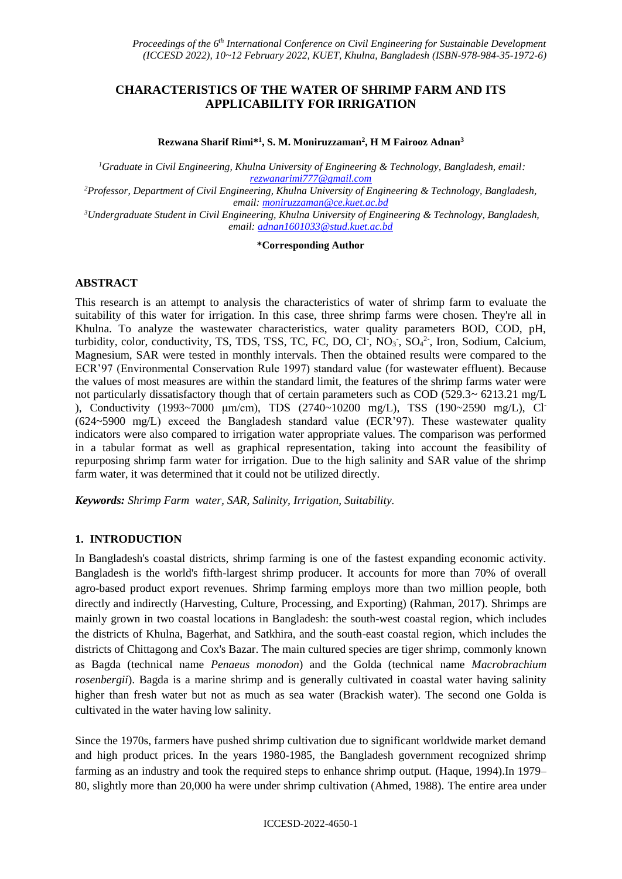# CHARACTERISTICS OF THE WATER OF SHRIMP FARM AND ITS APPLICABILITY FOR IRRIGATION

**Rezwana Sharif Rimi*[1], S. M. Moniruzzaman[2], H M Fairooz Adnan[3]**

[1] *Graduate in Civil Engineering, Khulna University of Engineering & Technology, Bangladesh, email: rezwanarimi777@gmail.com*

[2] *Professor, Department of Civil Engineering, Khulna University of Engineering & Technology, Bangladesh, email: moniruzzaman@ce.kuet.ac.bd*

[3] *Undergraduate Student in Civil Engineering, Khulna University of Engineering & Technology, Bangladesh, email: adnan1601033@stud.kuet.ac.bd*

**\*Corresponding Author**

## ABSTRACT

This research is an attempt to analysis the characteristics of water of shrimp farm to evaluate the suitability of this water for irrigation. In this case, three shrimp farms were chosen. They're all in Khulna. To analyze the wastewater characteristics, water quality parameters BOD, COD, pH, turbidity, color, conductivity, TS, TDS, TSS, TC, FC, DO, $Cl^-$, $NO_3^-$, $SO_4^{2-}$, Iron, Sodium, Calcium, Magnesium, SAR were tested in monthly intervals. Then the obtained results were compared to the ECR'97 (Environmental Conservation Rule 1997) standard value (for wastewater effluent). Because the values of most measures are within the standard limit, the features of the shrimp farms water were not particularly dissatisfactory though that of certain parameters such as COD (529.3~ 6213.21 mg/L ), Conductivity (1993~7000 μm/cm), TDS (2740~10200 mg/L), TSS (190~2590 mg/L), $Cl^-$ (624~5900 mg/L) exceed the Bangladesh standard value (ECR'97). These wastewater quality indicators were also compared to irrigation water appropriate values. The comparison was performed in a tabular format as well as graphical representation, taking into account the feasibility of repurposing shrimp farm water for irrigation. Due to the high salinity and SAR value of the shrimp farm water, it was determined that it could not be utilized directly.

***Keywords:** Shrimp Farm water, SAR, Salinity, Irrigation, Suitability.*

## 1. INTRODUCTION

In Bangladesh's coastal districts, shrimp farming is one of the fastest expanding economic activity. Bangladesh is the world's fifth-largest shrimp producer. It accounts for more than 70% of overall agro-based product export revenues. Shrimp farming employs more than two million people, both directly and indirectly (Harvesting, Culture, Processing, and Exporting) (Rahman, 2017). Shrimps are mainly grown in two coastal locations in Bangladesh: the south-west coastal region, which includes the districts of Khulna, Bagerhat, and Satkhira, and the south-east coastal region, which includes the districts of Chittagong and Cox's Bazar. The main cultured species are tiger shrimp, commonly known as Bagda (technical name *Penaeus monodon*) and the Golda (technical name *Macrobrachium rosenbergii*). Bagda is a marine shrimp and is generally cultivated in coastal water having salinity higher than fresh water but not as much as sea water (Brackish water). The second one Golda is cultivated in the water having low salinity.

Since the 1970s, farmers have pushed shrimp cultivation due to significant worldwide market demand and high product prices. In the years 1980-1985, the Bangladesh government recognized shrimp farming as an industry and took the required steps to enhance shrimp output. (Haque, 1994).In 1979–80, slightly more than 20,000 ha were under shrimp cultivation (Ahmed, 1988). The entire area under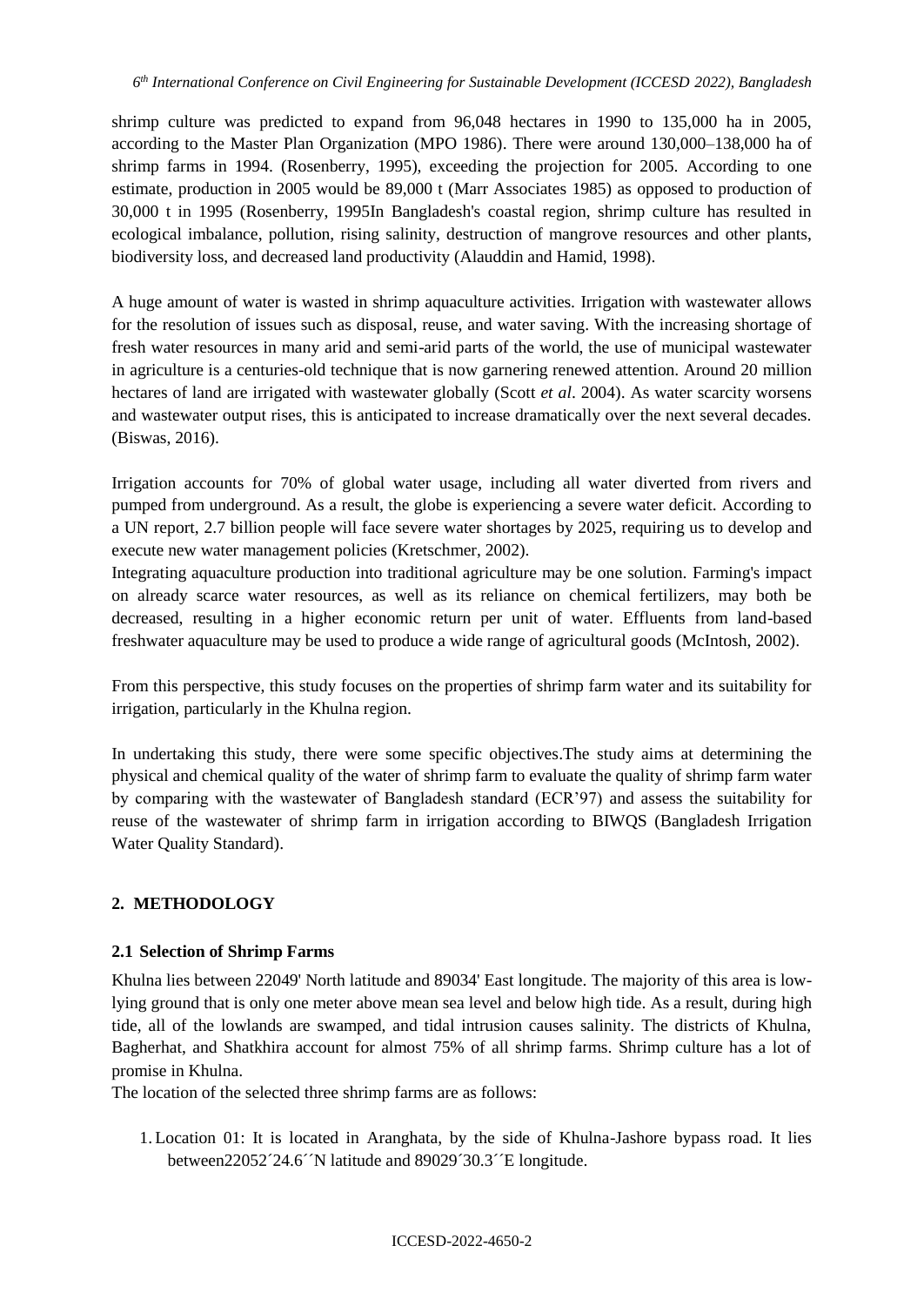shrimp culture was predicted to expand from 96,048 hectares in 1990 to 135,000 ha in 2005, according to the Master Plan Organization (MPO 1986). There were around 130,000–138,000 ha of shrimp farms in 1994. (Rosenberry, 1995), exceeding the projection for 2005. According to one estimate, production in 2005 would be 89,000 t (Marr Associates 1985) as opposed to production of 30,000 t in 1995 (Rosenberry, 1995In Bangladesh's coastal region, shrimp culture has resulted in ecological imbalance, pollution, rising salinity, destruction of mangrove resources and other plants, biodiversity loss, and decreased land productivity (Alauddin and Hamid, 1998).

A huge amount of water is wasted in shrimp aquaculture activities. Irrigation with wastewater allows for the resolution of issues such as disposal, reuse, and water saving. With the increasing shortage of fresh water resources in many arid and semi-arid parts of the world, the use of municipal wastewater in agriculture is a centuries-old technique that is now garnering renewed attention. Around 20 million hectares of land are irrigated with wastewater globally (Scott *et al*. 2004). As water scarcity worsens and wastewater output rises, this is anticipated to increase dramatically over the next several decades. (Biswas, 2016).

Irrigation accounts for 70% of global water usage, including all water diverted from rivers and pumped from underground. As a result, the globe is experiencing a severe water deficit. According to a UN report, 2.7 billion people will face severe water shortages by 2025, requiring us to develop and execute new water management policies (Kretschmer, 2002).

Integrating aquaculture production into traditional agriculture may be one solution. Farming's impact on already scarce water resources, as well as its reliance on chemical fertilizers, may both be decreased, resulting in a higher economic return per unit of water. Effluents from land-based freshwater aquaculture may be used to produce a wide range of agricultural goods (McIntosh, 2002).

From this perspective, this study focuses on the properties of shrimp farm water and its suitability for irrigation, particularly in the Khulna region.

In undertaking this study, there were some specific objectives.The study aims at determining the physical and chemical quality of the water of shrimp farm to evaluate the quality of shrimp farm water by comparing with the wastewater of Bangladesh standard (ECR'97) and assess the suitability for reuse of the wastewater of shrimp farm in irrigation according to BIWQS (Bangladesh Irrigation Water Quality Standard).

## 2. METHODOLOGY

### 2.1 Selection of Shrimp Farms

Khulna lies between 22049' North latitude and 89034' East longitude. The majority of this area is low-lying ground that is only one meter above mean sea level and below high tide. As a result, during high tide, all of the lowlands are swamped, and tidal intrusion causes salinity. The districts of Khulna, Bagherhat, and Shatkhira account for almost 75% of all shrimp farms. Shrimp culture has a lot of promise in Khulna.

The location of the selected three shrimp farms are as follows:

1. Location 01: It is located in Aranghata, by the side of Khulna-Jashore bypass road. It lies between22052´24.6´´N latitude and 89029´30.3´´E longitude.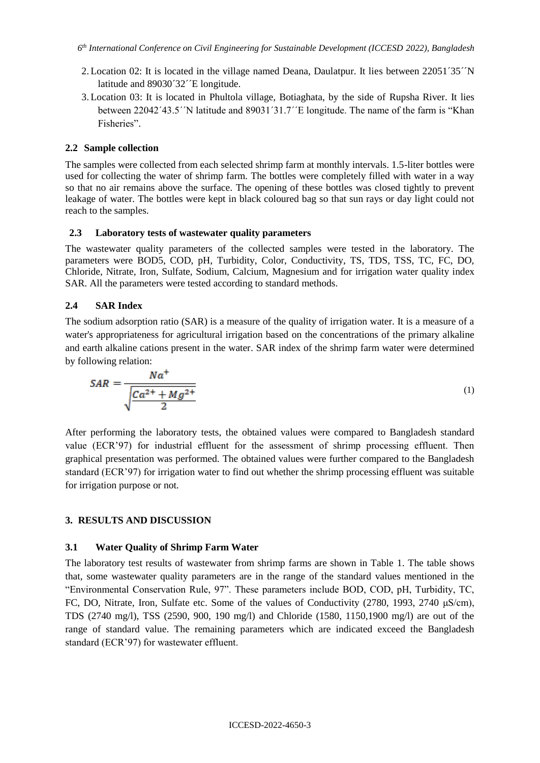2. Location 02: It is located in the village named Deana, Daulatpur. It lies between 22051´35´´N latitude and 89030´32´´E longitude.
3. Location 03: It is located in Phultola village, Botiaghata, by the side of Rupsha River. It lies between 22042´43.5´´N latitude and 89031´31.7´´E longitude. The name of the farm is "Khan Fisheries".

### 2.2 Sample collection

The samples were collected from each selected shrimp farm at monthly intervals. 1.5-liter bottles were used for collecting the water of shrimp farm. The bottles were completely filled with water in a way so that no air remains above the surface. The opening of these bottles was closed tightly to prevent leakage of water. The bottles were kept in black coloured bag so that sun rays or day light could not reach to the samples.

### 2.3 Laboratory tests of wastewater quality parameters

The wastewater quality parameters of the collected samples were tested in the laboratory. The parameters were BOD5, COD, pH, Turbidity, Color, Conductivity, TS, TDS, TSS, TC, FC, DO, Chloride, Nitrate, Iron, Sulfate, Sodium, Calcium, Magnesium and for irrigation water quality index SAR. All the parameters were tested according to standard methods.

### 2.4 SAR Index

The sodium adsorption ratio (SAR) is a measure of the quality of irrigation water. It is a measure of a water's appropriateness for agricultural irrigation based on the concentrations of the primary alkaline and earth alkaline cations present in the water. SAR index of the shrimp farm water were determined by following relation:

$$SAR = \frac{Na^{+}}{\sqrt{\frac{Ca^{2+} + Mg^{2+}}{2}}} \tag{1}$$

After performing the laboratory tests, the obtained values were compared to Bangladesh standard value (ECR'97) for industrial effluent for the assessment of shrimp processing effluent. Then graphical presentation was performed. The obtained values were further compared to the Bangladesh standard (ECR'97) for irrigation water to find out whether the shrimp processing effluent was suitable for irrigation purpose or not.

## 3. RESULTS AND DISCUSSION

### 3.1 Water Quality of Shrimp Farm Water

The laboratory test results of wastewater from shrimp farms are shown in Table 1. The table shows that, some wastewater quality parameters are in the range of the standard values mentioned in the "Environmental Conservation Rule, 97". These parameters include BOD, COD, pH, Turbidity, TC, FC, DO, Nitrate, Iron, Sulfate etc. Some of the values of Conductivity (2780, 1993, 2740 µS/cm), TDS (2740 mg/l), TSS (2590, 900, 190 mg/l) and Chloride (1580, 1150,1900 mg/l) are out of the range of standard value. The remaining parameters which are indicated exceed the Bangladesh standard (ECR'97) for wastewater effluent.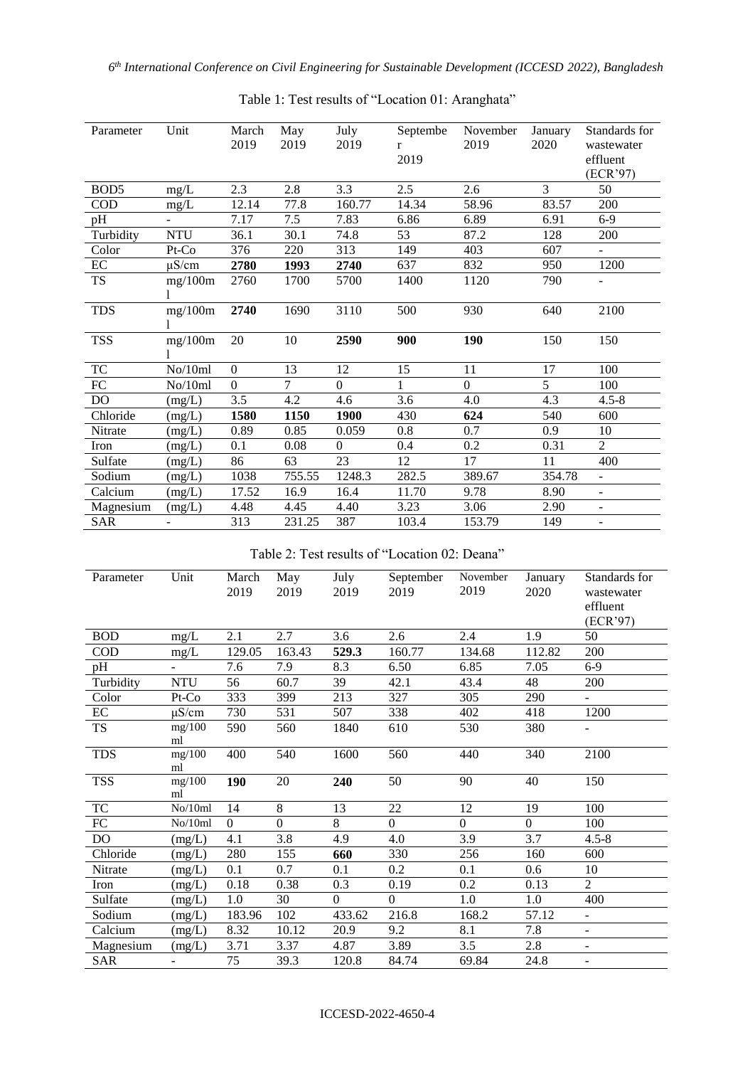Table 1: Test results of "Location 01: Aranghata"

| Parameter | Unit | March 2019 | May 2019 | July 2019 | September 2019 | November 2019 | January 2020 | Standards for wastewater effluent (ECR'97) |
|---|---|---|---|---|---|---|---|---|
| $BOD_5$ | mg/L | 2.3 | 2.8 | 3.3 | 2.5 | 2.6 | 3 | 50 |
| COD | mg/L | 12.14 | 77.8 | 160.77 | 14.34 | 58.96 | 83.57 | 200 |
| pH | - | 7.17 | 7.5 | 7.83 | 6.86 | 6.89 | 6.91 | 6-9 |
| Turbidity | NTU | 36.1 | 30.1 | 74.8 | 53 | 87.2 | 128 | 200 |
| Color | Pt-Co | 376 | 220 | 313 | 149 | 403 | 607 | - |
| EC | μS/cm | **2780** | **1993** | **2740** | 637 | 832 | 950 | 1200 |
| TS | mg/100ml | 2760 | 1700 | 5700 | 1400 | 1120 | 790 | - |
| TDS | mg/100ml | **2740** | 1690 | 3110 | 500 | 930 | 640 | 2100 |
| TSS | mg/100ml | 20 | 10 | **2590** | **900** | **190** | 150 | 150 |
| TC | No/10ml | 0 | 13 | 12 | 15 | 11 | 17 | 100 |
| FC | No/10ml | 0 | 7 | 0 | 1 | 0 | 5 | 100 |
| DO | (mg/L) | 3.5 | 4.2 | 4.6 | 3.6 | 4.0 | 4.3 | 4.5-8 |
| Chloride | (mg/L) | **1580** | **1150** | **1900** | 430 | **624** | 540 | 600 |
| Nitrate | (mg/L) | 0.89 | 0.85 | 0.059 | 0.8 | 0.7 | 0.9 | 10 |
| Iron | (mg/L) | 0.1 | 0.08 | 0 | 0.4 | 0.2 | 0.31 | 2 |
| Sulfate | (mg/L) | 86 | 63 | 23 | 12 | 17 | 11 | 400 |
| Sodium | (mg/L) | 1038 | 755.55 | 1248.3 | 282.5 | 389.67 | 354.78 | - |
| Calcium | (mg/L) | 17.52 | 16.9 | 16.4 | 11.70 | 9.78 | 8.90 | - |
| Magnesium | (mg/L) | 4.48 | 4.45 | 4.40 | 3.23 | 3.06 | 2.90 | - |
| SAR | - | 313 | 231.25 | 387 | 103.4 | 153.79 | 149 | - |

Table 2: Test results of "Location 02: Deana"

| Parameter | Unit | March 2019 | May 2019 | July 2019 | September 2019 | November 2019 | January 2020 | Standards for wastewater effluent (ECR'97) |
|---|---|---|---|---|---|---|---|---|
| BOD | mg/L | 2.1 | 2.7 | 3.6 | 2.6 | 2.4 | 1.9 | 50 |
| COD | mg/L | 129.05 | 163.43 | **529.3** | 160.77 | 134.68 | 112.82 | 200 |
| pH | - | 7.6 | 7.9 | 8.3 | 6.50 | 6.85 | 7.05 | 6-9 |
| Turbidity | NTU | 56 | 60.7 | 39 | 42.1 | 43.4 | 48 | 200 |
| Color | Pt-Co | 333 | 399 | 213 | 327 | 305 | 290 | - |
| EC | μS/cm | 730 | 531 | 507 | 338 | 402 | 418 | 1200 |
| TS | mg/100 ml | 590 | 560 | 1840 | 610 | 530 | 380 | - |
| TDS | mg/100 ml | 400 | 540 | 1600 | 560 | 440 | 340 | 2100 |
| TSS | mg/100 ml | **190** | 20 | **240** | 50 | 90 | 40 | 150 |
| TC | No/10ml | 14 | 8 | 13 | 22 | 12 | 19 | 100 |
| FC | No/10ml | 0 | 0 | 8 | 0 | 0 | 0 | 100 |
| DO | (mg/L) | 4.1 | 3.8 | 4.9 | 4.0 | 3.9 | 3.7 | 4.5-8 |
| Chloride | (mg/L) | 280 | 155 | **660** | 330 | 256 | 160 | 600 |
| Nitrate | (mg/L) | 0.1 | 0.7 | 0.1 | 0.2 | 0.1 | 0.6 | 10 |
| Iron | (mg/L) | 0.18 | 0.38 | 0.3 | 0.19 | 0.2 | 0.13 | 2 |
| Sulfate | (mg/L) | 1.0 | 30 | 0 | 0 | 1.0 | 1.0 | 400 |
| Sodium | (mg/L) | 183.96 | 102 | 433.62 | 216.8 | 168.2 | 57.12 | - |
| Calcium | (mg/L) | 8.32 | 10.12 | 20.9 | 9.2 | 8.1 | 7.8 | - |
| Magnesium | (mg/L) | 3.71 | 3.37 | 4.87 | 3.89 | 3.5 | 2.8 | - |
| SAR | - | 75 | 39.3 | 120.8 | 84.74 | 69.84 | 24.8 | - |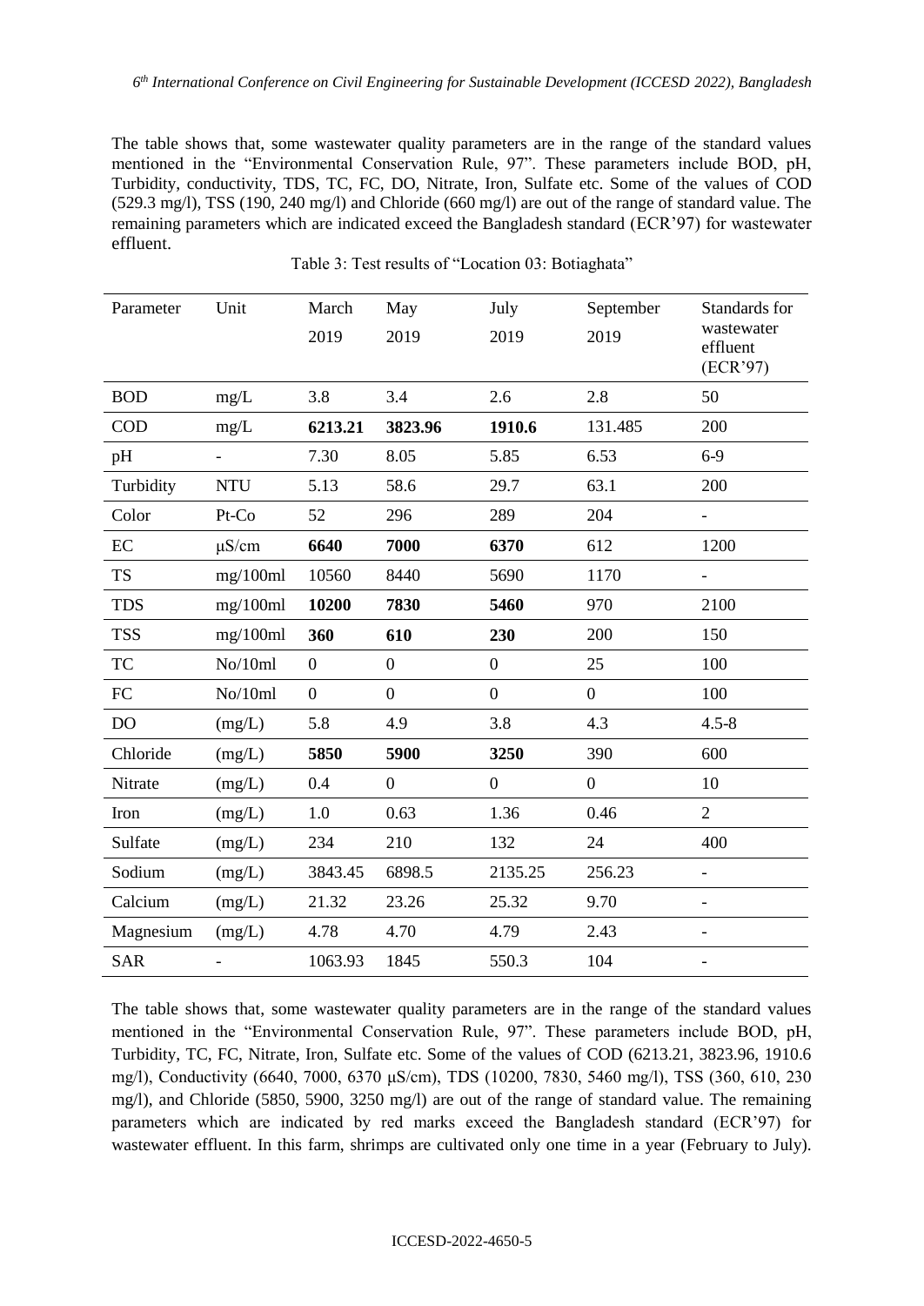The table shows that, some wastewater quality parameters are in the range of the standard values mentioned in the "Environmental Conservation Rule, 97". These parameters include BOD, pH, Turbidity, conductivity, TDS, TC, FC, DO, Nitrate, Iron, Sulfate etc. Some of the values of COD (529.3 mg/l), TSS (190, 240 mg/l) and Chloride (660 mg/l) are out of the range of standard value. The remaining parameters which are indicated exceed the Bangladesh standard (ECR'97) for wastewater effluent.

Table 3: Test results of "Location 03: Botiaghata"

| Parameter | Unit | March 2019 | May 2019 | July 2019 | September 2019 | Standards for wastewater effluent (ECR'97) |
|---|---|---|---|---|---|---|
| BOD | mg/L | 3.8 | 3.4 | 2.6 | 2.8 | 50 |
| COD | mg/L | **6213.21** | **3823.96** | **1910.6** | 131.485 | 200 |
| pH | - | 7.30 | 8.05 | 5.85 | 6.53 | 6-9 |
| Turbidity | NTU | 5.13 | 58.6 | 29.7 | 63.1 | 200 |
| Color | Pt-Co | 52 | 296 | 289 | 204 | - |
| EC | μS/cm | **6640** | **7000** | **6370** | 612 | 1200 |
| TS | mg/100ml | 10560 | 8440 | 5690 | 1170 | - |
| TDS | mg/100ml | **10200** | **7830** | **5460** | 970 | 2100 |
| TSS | mg/100ml | **360** | **610** | **230** | 200 | 150 |
| TC | No/10ml | 0 | 0 | 0 | 25 | 100 |
| FC | No/10ml | 0 | 0 | 0 | 0 | 100 |
| DO | (mg/L) | 5.8 | 4.9 | 3.8 | 4.3 | 4.5-8 |
| Chloride | (mg/L) | **5850** | **5900** | **3250** | 390 | 600 |
| Nitrate | (mg/L) | 0.4 | 0 | 0 | 0 | 10 |
| Iron | (mg/L) | 1.0 | 0.63 | 1.36 | 0.46 | 2 |
| Sulfate | (mg/L) | 234 | 210 | 132 | 24 | 400 |
| Sodium | (mg/L) | 3843.45 | 6898.5 | 2135.25 | 256.23 | - |
| Calcium | (mg/L) | 21.32 | 23.26 | 25.32 | 9.70 | - |
| Magnesium | (mg/L) | 4.78 | 4.70 | 4.79 | 2.43 | - |
| SAR | - | 1063.93 | 1845 | 550.3 | 104 | - |

The table shows that, some wastewater quality parameters are in the range of the standard values mentioned in the "Environmental Conservation Rule, 97". These parameters include BOD, pH, Turbidity, TC, FC, Nitrate, Iron, Sulfate etc. Some of the values of COD (6213.21, 3823.96, 1910.6 mg/l), Conductivity (6640, 7000, 6370 μS/cm), TDS (10200, 7830, 5460 mg/l), TSS (360, 610, 230 mg/l), and Chloride (5850, 5900, 3250 mg/l) are out of the range of standard value. The remaining parameters which are indicated by red marks exceed the Bangladesh standard (ECR'97) for wastewater effluent. In this farm, shrimps are cultivated only one time in a year (February to July).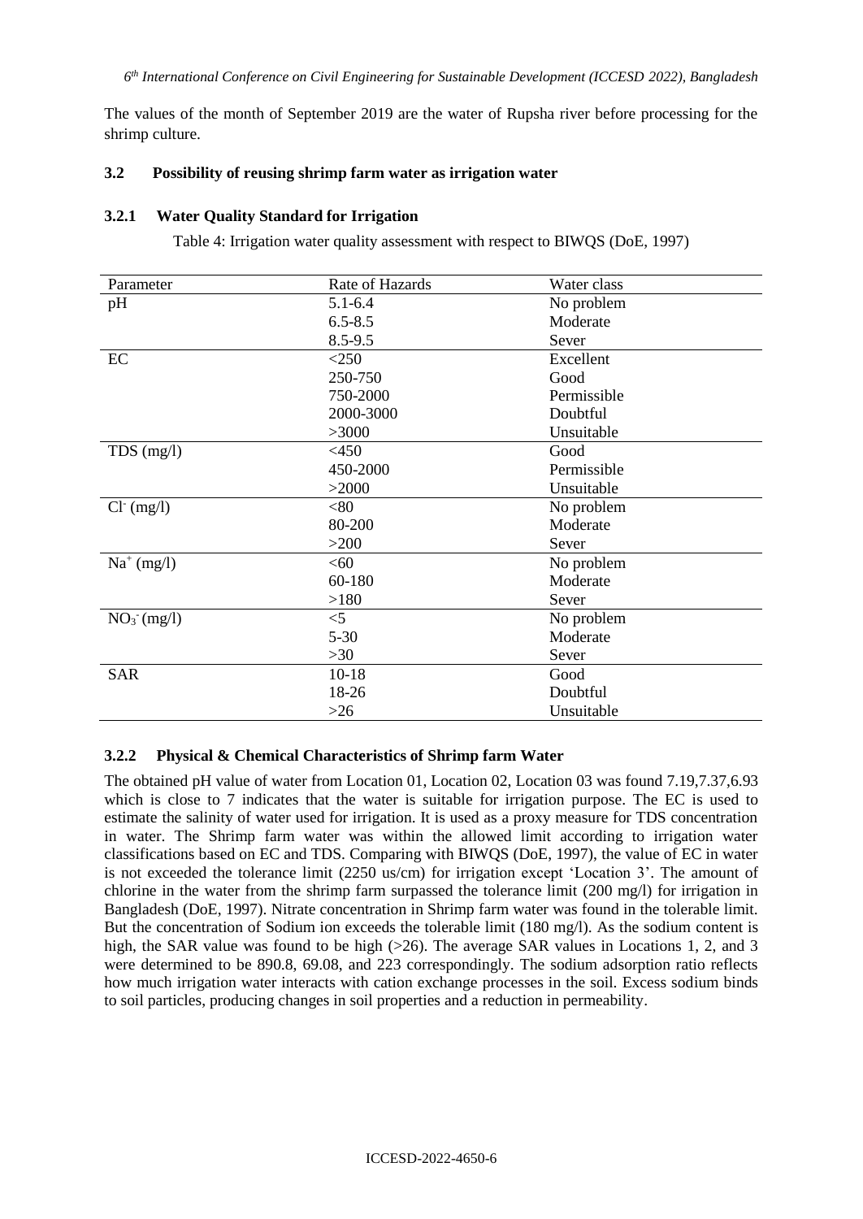The values of the month of September 2019 are the water of Rupsha river before processing for the shrimp culture.

### 3.2 Possibility of reusing shrimp farm water as irrigation water

#### 3.2.1 Water Quality Standard for Irrigation

Table 4: Irrigation water quality assessment with respect to BIWQS (DoE, 1997)

| Parameter | Rate of Hazards | Water class |
|---|---|---|
| pH | 5.1-6.4 | No problem |
| | 6.5-8.5 | Moderate |
| | 8.5-9.5 | Sever |
| EC | <250 | Excellent |
| | 250-750 | Good |
| | 750-2000 | Permissible |
| | 2000-3000 | Doubtful |
| | >3000 | Unsuitable |
| TDS (mg/l) | <450 | Good |
| | 450-2000 | Permissible |
| | >2000 | Unsuitable |
| $Cl^-$ (mg/l) | <80 | No problem |
| | 80-200 | Moderate |
| | >200 | Sever |
| $Na^+$ (mg/l) | <60 | No problem |
| | 60-180 | Moderate |
| | >180 | Sever |
| $NO_3^-$ (mg/l) | <5 | No problem |
| | 5-30 | Moderate |
| | >30 | Sever |
| SAR | 10-18 | Good |
| | 18-26 | Doubtful |
| | >26 | Unsuitable |

#### 3.2.2 Physical & Chemical Characteristics of Shrimp farm Water

The obtained pH value of water from Location 01, Location 02, Location 03 was found 7.19,7.37,6.93 which is close to 7 indicates that the water is suitable for irrigation purpose. The EC is used to estimate the salinity of water used for irrigation. It is used as a proxy measure for TDS concentration in water. The Shrimp farm water was within the allowed limit according to irrigation water classifications based on EC and TDS. Comparing with BIWQS (DoE, 1997), the value of EC in water is not exceeded the tolerance limit (2250 us/cm) for irrigation except 'Location 3'. The amount of chlorine in the water from the shrimp farm surpassed the tolerance limit (200 mg/l) for irrigation in Bangladesh (DoE, 1997). Nitrate concentration in Shrimp farm water was found in the tolerable limit. But the concentration of Sodium ion exceeds the tolerable limit (180 mg/l). As the sodium content is high, the SAR value was found to be high (>26). The average SAR values in Locations 1, 2, and 3 were determined to be 890.8, 69.08, and 223 correspondingly. The sodium adsorption ratio reflects how much irrigation water interacts with cation exchange processes in the soil. Excess sodium binds to soil particles, producing changes in soil properties and a reduction in permeability.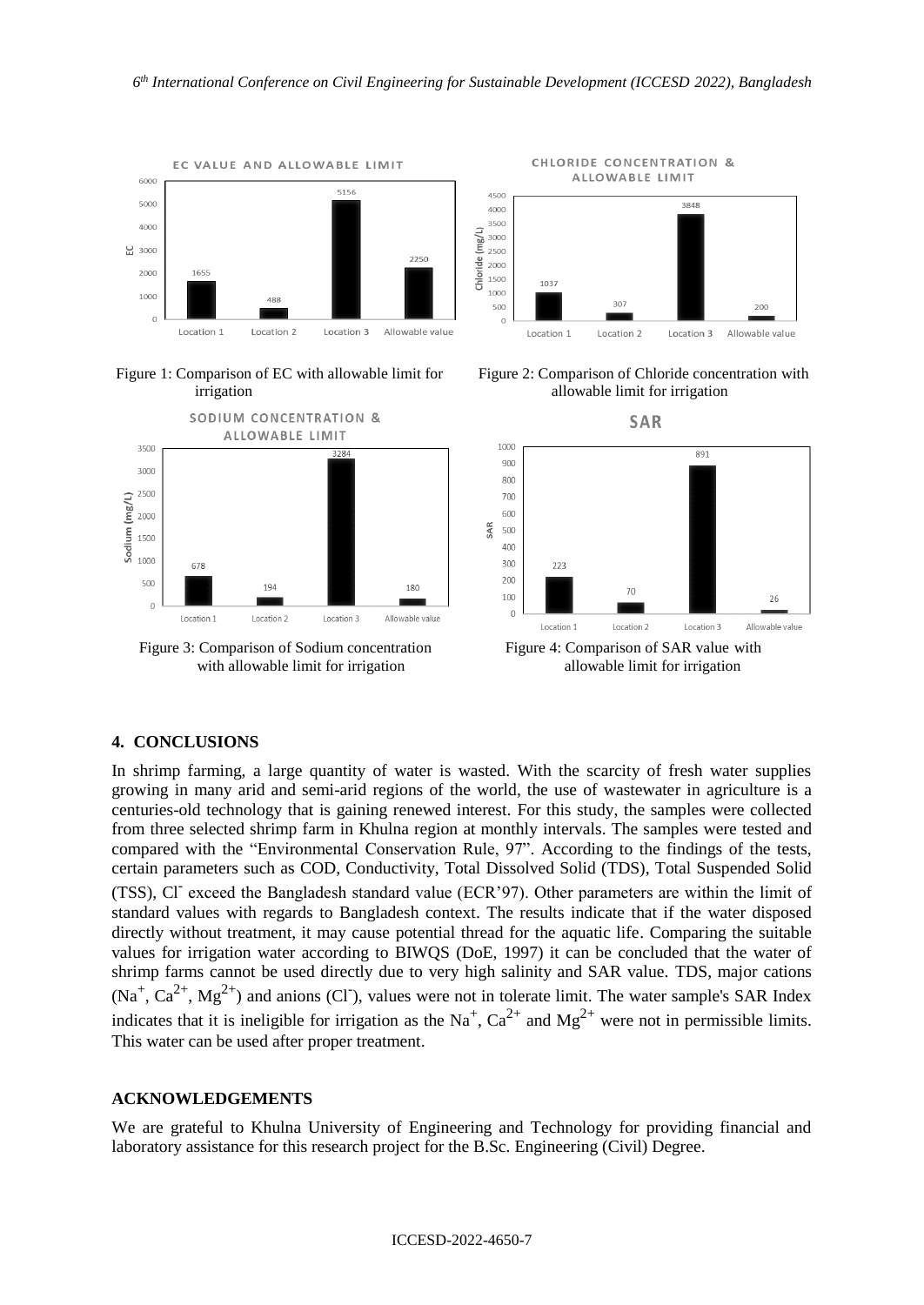Figure 1: Comparison of EC with allowable limit for irrigation

Figure 2: Comparison of Chloride concentration with allowable limit for irrigation

Figure 3: Comparison of Sodium concentration with allowable limit for irrigation

Figure 4: Comparison of SAR value with allowable limit for irrigation

## 4. CONCLUSIONS

In shrimp farming, a large quantity of water is wasted. With the scarcity of fresh water supplies growing in many arid and semi-arid regions of the world, the use of wastewater in agriculture is a centuries-old technology that is gaining renewed interest. For this study, the samples were collected from three selected shrimp farm in Khulna region at monthly intervals. The samples were tested and compared with the "Environmental Conservation Rule, 97". According to the findings of the tests, certain parameters such as COD, Conductivity, Total Dissolved Solid (TDS), Total Suspended Solid (TSS), $Cl^-$ exceed the Bangladesh standard value (ECR'97). Other parameters are within the limit of standard values with regards to Bangladesh context. The results indicate that if the water disposed directly without treatment, it may cause potential thread for the aquatic life. Comparing the suitable values for irrigation water according to BIWQS (DoE, 1997) it can be concluded that the water of shrimp farms cannot be used directly due to very high salinity and SAR value. TDS, major cations ($Na^+$, $Ca^{2+}$, $Mg^{2+}$) and anions ($Cl^-$), values were not in tolerate limit. The water sample's SAR Index indicates that it is ineligible for irrigation as the $Na^+$, $Ca^{2+}$ and $Mg^{2+}$ were not in permissible limits. This water can be used after proper treatment.

## ACKNOWLEDGEMENTS

We are grateful to Khulna University of Engineering and Technology for providing financial and laboratory assistance for this research project for the B.Sc. Engineering (Civil) Degree.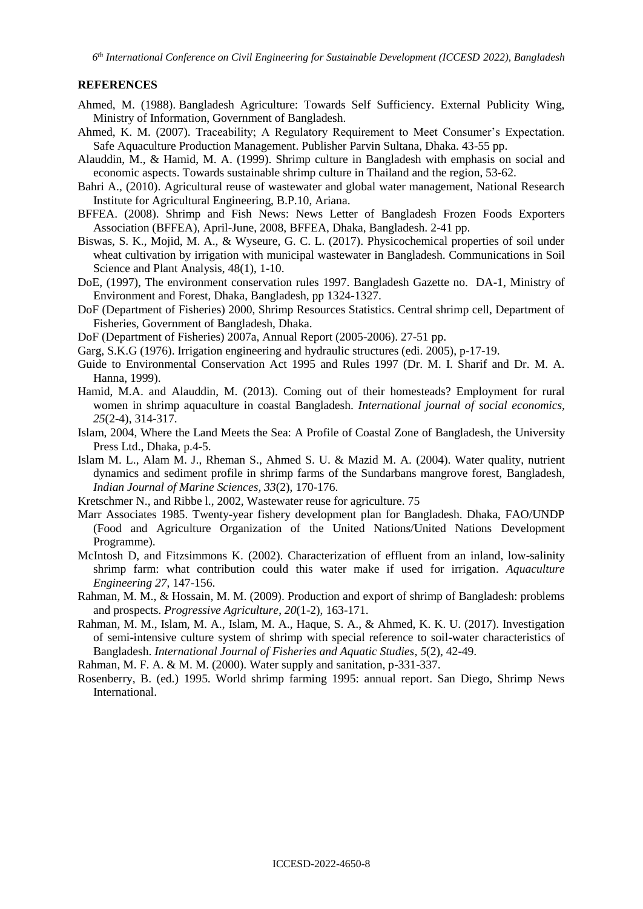## REFERENCES

Ahmed, M. (1988). Bangladesh Agriculture: Towards Self Sufficiency. External Publicity Wing, Ministry of Information, Government of Bangladesh.

Ahmed, K. M. (2007). Traceability; A Regulatory Requirement to Meet Consumer's Expectation. Safe Aquaculture Production Management. Publisher Parvin Sultana, Dhaka. 43-55 pp.

Alauddin, M., & Hamid, M. A. (1999). Shrimp culture in Bangladesh with emphasis on social and economic aspects. Towards sustainable shrimp culture in Thailand and the region, 53-62.

Bahri A., (2010). Agricultural reuse of wastewater and global water management, National Research Institute for Agricultural Engineering, B.P.10, Ariana.

BFFEA. (2008). Shrimp and Fish News: News Letter of Bangladesh Frozen Foods Exporters Association (BFFEA), April-June, 2008, BFFEA, Dhaka, Bangladesh. 2-41 pp.

Biswas, S. K., Mojid, M. A., & Wyseure, G. C. L. (2017). Physicochemical properties of soil under wheat cultivation by irrigation with municipal wastewater in Bangladesh. Communications in Soil Science and Plant Analysis, 48(1), 1-10.

DoE, (1997), The environment conservation rules 1997. Bangladesh Gazette no. DA-1, Ministry of Environment and Forest, Dhaka, Bangladesh, pp 1324-1327.

DoF (Department of Fisheries) 2000, Shrimp Resources Statistics. Central shrimp cell, Department of Fisheries, Government of Bangladesh, Dhaka.

DoF (Department of Fisheries) 2007a, Annual Report (2005-2006). 27-51 pp.

Garg, S.K.G (1976). Irrigation engineering and hydraulic structures (edi. 2005), p-17-19.

Guide to Environmental Conservation Act 1995 and Rules 1997 (Dr. M. I. Sharif and Dr. M. A. Hanna, 1999).

Hamid, M.A. and Alauddin, M. (2013). Coming out of their homesteads? Employment for rural women in shrimp aquaculture in coastal Bangladesh. *International journal of social economics, 25*(2-4), 314-317.

Islam, 2004, Where the Land Meets the Sea: A Profile of Coastal Zone of Bangladesh, the University Press Ltd., Dhaka, p.4-5.

Islam M. L., Alam M. J., Rheman S., Ahmed S. U. & Mazid M. A. (2004). Water quality, nutrient dynamics and sediment profile in shrimp farms of the Sundarbans mangrove forest, Bangladesh, *Indian Journal of Marine Sciences, 33*(2), 170-176.

Kretschmer N., and Ribbe l., 2002, Wastewater reuse for agriculture. 75

Marr Associates 1985. Twenty-year fishery development plan for Bangladesh. Dhaka, FAO/UNDP (Food and Agriculture Organization of the United Nations/United Nations Development Programme).

McIntosh D, and Fitzsimmons K. (2002). Characterization of effluent from an inland, low-salinity shrimp farm: what contribution could this water make if used for irrigation. *Aquaculture Engineering 27*, 147-156.

Rahman, M. M., & Hossain, M. M. (2009). Production and export of shrimp of Bangladesh: problems and prospects. *Progressive Agriculture, 20*(1-2), 163-171.

Rahman, M. M., Islam, M. A., Islam, M. A., Haque, S. A., & Ahmed, K. K. U. (2017). Investigation of semi-intensive culture system of shrimp with special reference to soil-water characteristics of Bangladesh. *International Journal of Fisheries and Aquatic Studies, 5*(2), 42-49.

Rahman, M. F. A. & M. M. (2000). Water supply and sanitation, p-331-337.

Rosenberry, B. (ed.) 1995. World shrimp farming 1995: annual report. San Diego, Shrimp News International.